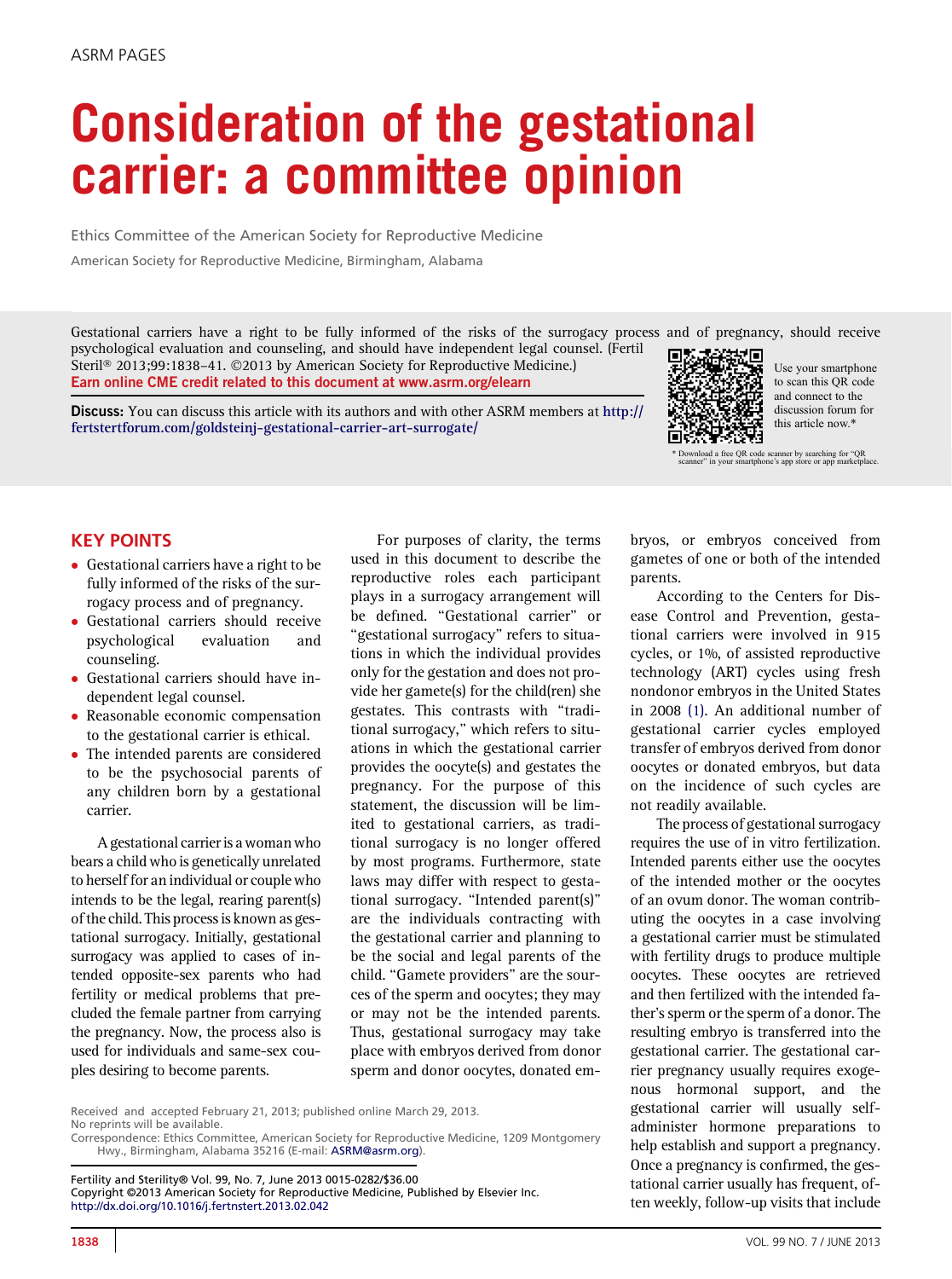ASRM PAGES

# Consideration of the gestational carrier: a committee opinion

Ethics Committee of the American Society for Reproductive Medicine

American Society for Reproductive Medicine, Birmingham, Alabama

Gestational carriers have a right to be fully informed of the risks of the surrogacy process and of pregnancy, should receive psychological evaluation and counseling, and should have independent legal counsel. (Fertil Steril® 2013;99:1838–41. ©2013 by American Society for Reproductive Medicine.)

**Earn online CME credit related to this document at www.asrm.org/elearn**

**Discuss:** You can discuss this article with its authors and with other ASRM members at http://fertstertforum.com/goldsteinj-gestational-carrier-art-surrogate/

Use your smartphone to scan this QR code and connect to the discussion forum for this article now.*

* Download a free QR code scanner by searching for "QR scanner" in your smartphone's app store or app marketplace.

## KEY POINTS

- Gestational carriers have a right to be fully informed of the risks of the surrogacy process and of pregnancy.
- Gestational carriers should receive psychological evaluation and counseling.
- Gestational carriers should have independent legal counsel.
- Reasonable economic compensation to the gestational carrier is ethical.
- The intended parents are considered to be the psychosocial parents of any children born by a gestational carrier.

A gestational carrier is a woman who bears a child who is genetically unrelated to herself for an individual or couple who intends to be the legal, rearing parent(s) of the child. This process is known as gestational surrogacy. Initially, gestational surrogacy was applied to cases of intended opposite-sex parents who had fertility or medical problems that precluded the female partner from carrying the pregnancy. Now, the process also is used for individuals and same-sex couples desiring to become parents.

For purposes of clarity, the terms used in this document to describe the reproductive roles each participant plays in a surrogacy arrangement will be defined. "Gestational carrier" or "gestational surrogacy" refers to situations in which the individual provides only for the gestation and does not provide her gamete(s) for the child(ren) she gestates. This contrasts with "traditional surrogacy," which refers to situations in which the gestational carrier provides the oocyte(s) and gestates the pregnancy. For the purpose of this statement, the discussion will be limited to gestational carriers, as traditional surrogacy is no longer offered by most programs. Furthermore, state laws may differ with respect to gestational surrogacy. "Intended parent(s)" are the individuals contracting with the gestational carrier and planning to be the social and legal parents of the child. "Gamete providers" are the sources of the sperm and oocytes; they may or may not be the intended parents. Thus, gestational surrogacy may take place with embryos derived from donor sperm and donor oocytes, donated embryos, or embryos conceived from gametes of one or both of the intended parents.

According to the Centers for Disease Control and Prevention, gestational carriers were involved in 915 cycles, or 1%, of assisted reproductive technology (ART) cycles using fresh nondonor embryos in the United States in 2008 (1). An additional number of gestational carrier cycles employed transfer of embryos derived from donor oocytes or donated embryos, but data on the incidence of such cycles are not readily available.

The process of gestational surrogacy requires the use of in vitro fertilization. Intended parents either use the oocytes of the intended mother or the oocytes of an ovum donor. The woman contributing the oocytes in a case involving a gestational carrier must be stimulated with fertility drugs to produce multiple oocytes. These oocytes are retrieved and then fertilized with the intended father's sperm or the sperm of a donor. The resulting embryo is transferred into the gestational carrier. The gestational carrier pregnancy usually requires exogenous hormonal support, and the gestational carrier will usually self-administer hormone preparations to help establish and support a pregnancy. Once a pregnancy is confirmed, the gestational carrier usually has frequent, often weekly, follow-up visits that include

Received and accepted February 21, 2013; published online March 29, 2013.
No reprints will be available.
Correspondence: Ethics Committee, American Society for Reproductive Medicine, 1209 Montgomery Hwy., Birmingham, Alabama 35216 (E-mail: ASRM@asrm.org).

Fertility and Sterility® Vol. 99, No. 7, June 2013 0015-0282/$36.00
Copyright ©2013 American Society for Reproductive Medicine, Published by Elsevier Inc.
http://dx.doi.org/10.1016/j.fertnstert.2013.02.042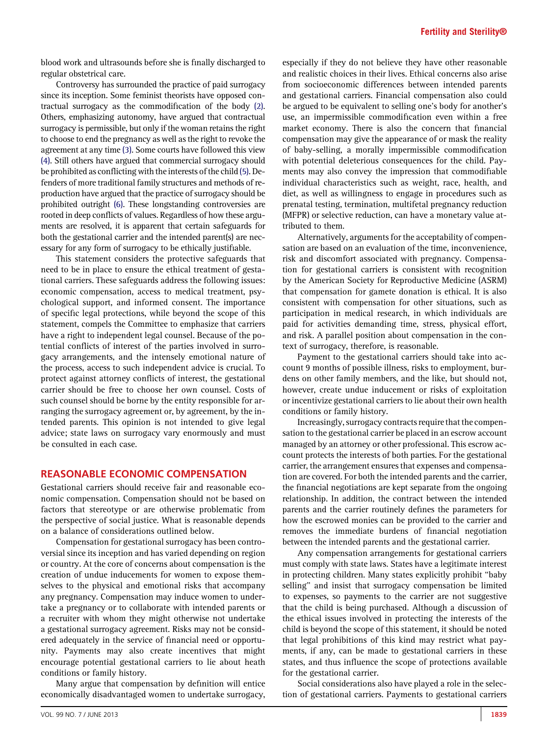blood work and ultrasounds before she is finally discharged to regular obstetrical care.

Controversy has surrounded the practice of paid surrogacy since its inception. Some feminist theorists have opposed contractual surrogacy as the commodification of the body (2). Others, emphasizing autonomy, have argued that contractual surrogacy is permissible, but only if the woman retains the right to choose to end the pregnancy as well as the right to revoke the agreement at any time (3). Some courts have followed this view (4). Still others have argued that commercial surrogacy should be prohibited as conflicting with the interests of the child (5). Defenders of more traditional family structures and methods of reproduction have argued that the practice of surrogacy should be prohibited outright (6). These longstanding controversies are rooted in deep conflicts of values. Regardless of how these arguments are resolved, it is apparent that certain safeguards for both the gestational carrier and the intended parent(s) are necessary for any form of surrogacy to be ethically justifiable.

This statement considers the protective safeguards that need to be in place to ensure the ethical treatment of gestational carriers. These safeguards address the following issues: economic compensation, access to medical treatment, psychological support, and informed consent. The importance of specific legal protections, while beyond the scope of this statement, compels the Committee to emphasize that carriers have a right to independent legal counsel. Because of the potential conflicts of interest of the parties involved in surrogacy arrangements, and the intensely emotional nature of the process, access to such independent advice is crucial. To protect against attorney conflicts of interest, the gestational carrier should be free to choose her own counsel. Costs of such counsel should be borne by the entity responsible for arranging the surrogacy agreement or, by agreement, by the intended parents. This opinion is not intended to give legal advice; state laws on surrogacy vary enormously and must be consulted in each case.

## REASONABLE ECONOMIC COMPENSATION

Gestational carriers should receive fair and reasonable economic compensation. Compensation should not be based on factors that stereotype or are otherwise problematic from the perspective of social justice. What is reasonable depends on a balance of considerations outlined below.

Compensation for gestational surrogacy has been controversial since its inception and has varied depending on region or country. At the core of concerns about compensation is the creation of undue inducements for women to expose themselves to the physical and emotional risks that accompany any pregnancy. Compensation may induce women to undertake a pregnancy or to collaborate with intended parents or a recruiter with whom they might otherwise not undertake a gestational surrogacy agreement. Risks may not be considered adequately in the service of financial need or opportunity. Payments may also create incentives that might encourage potential gestational carriers to lie about heath conditions or family history.

Many argue that compensation by definition will entice economically disadvantaged women to undertake surrogacy, especially if they do not believe they have other reasonable and realistic choices in their lives. Ethical concerns also arise from socioeconomic differences between intended parents and gestational carriers. Financial compensation also could be argued to be equivalent to selling one's body for another's use, an impermissible commodification even within a free market economy. There is also the concern that financial compensation may give the appearance of or mask the reality of baby-selling, a morally impermissible commodification with potential deleterious consequences for the child. Payments may also convey the impression that commodifiable individual characteristics such as weight, race, health, and diet, as well as willingness to engage in procedures such as prenatal testing, termination, multifetal pregnancy reduction (MFPR) or selective reduction, can have a monetary value attributed to them.

Alternatively, arguments for the acceptability of compensation are based on an evaluation of the time, inconvenience, risk and discomfort associated with pregnancy. Compensation for gestational carriers is consistent with recognition by the American Society for Reproductive Medicine (ASRM) that compensation for gamete donation is ethical. It is also consistent with compensation for other situations, such as participation in medical research, in which individuals are paid for activities demanding time, stress, physical effort, and risk. A parallel position about compensation in the context of surrogacy, therefore, is reasonable.

Payment to the gestational carriers should take into account 9 months of possible illness, risks to employment, burdens on other family members, and the like, but should not, however, create undue inducement or risks of exploitation or incentivize gestational carriers to lie about their own health conditions or family history.

Increasingly, surrogacy contracts require that the compensation to the gestational carrier be placed in an escrow account managed by an attorney or other professional. This escrow account protects the interests of both parties. For the gestational carrier, the arrangement ensures that expenses and compensation are covered. For both the intended parents and the carrier, the financial negotiations are kept separate from the ongoing relationship. In addition, the contract between the intended parents and the carrier routinely defines the parameters for how the escrowed monies can be provided to the carrier and removes the immediate burdens of financial negotiation between the intended parents and the gestational carrier.

Any compensation arrangements for gestational carriers must comply with state laws. States have a legitimate interest in protecting children. Many states explicitly prohibit "baby selling" and insist that surrogacy compensation be limited to expenses, so payments to the carrier are not suggestive that the child is being purchased. Although a discussion of the ethical issues involved in protecting the interests of the child is beyond the scope of this statement, it should be noted that legal prohibitions of this kind may restrict what payments, if any, can be made to gestational carriers in these states, and thus influence the scope of protections available for the gestational carrier.

Social considerations also have played a role in the selection of gestational carriers. Payments to gestational carriers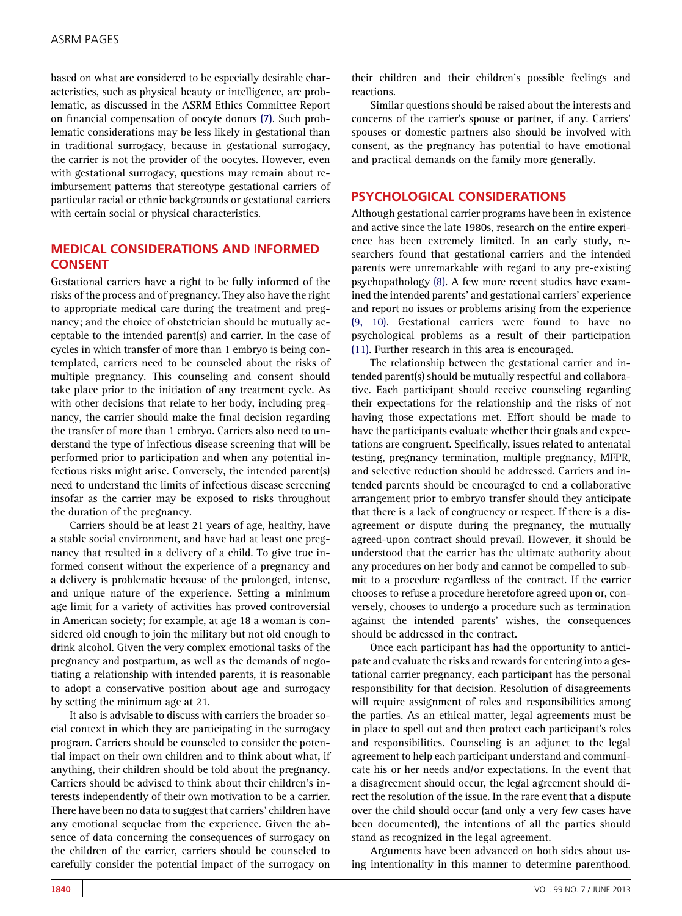based on what are considered to be especially desirable characteristics, such as physical beauty or intelligence, are problematic, as discussed in the ASRM Ethics Committee Report on financial compensation of oocyte donors (7). Such problematic considerations may be less likely in gestational than in traditional surrogacy, because in gestational surrogacy, the carrier is not the provider of the oocytes. However, even with gestational surrogacy, questions may remain about reimbursement patterns that stereotype gestational carriers of particular racial or ethnic backgrounds or gestational carriers with certain social or physical characteristics.

## MEDICAL CONSIDERATIONS AND INFORMED CONSENT

Gestational carriers have a right to be fully informed of the risks of the process and of pregnancy. They also have the right to appropriate medical care during the treatment and pregnancy; and the choice of obstetrician should be mutually acceptable to the intended parent(s) and carrier. In the case of cycles in which transfer of more than 1 embryo is being contemplated, carriers need to be counseled about the risks of multiple pregnancy. This counseling and consent should take place prior to the initiation of any treatment cycle. As with other decisions that relate to her body, including pregnancy, the carrier should make the final decision regarding the transfer of more than 1 embryo. Carriers also need to understand the type of infectious disease screening that will be performed prior to participation and when any potential infectious risks might arise. Conversely, the intended parent(s) need to understand the limits of infectious disease screening insofar as the carrier may be exposed to risks throughout the duration of the pregnancy.

Carriers should be at least 21 years of age, healthy, have a stable social environment, and have had at least one pregnancy that resulted in a delivery of a child. To give true informed consent without the experience of a pregnancy and a delivery is problematic because of the prolonged, intense, and unique nature of the experience. Setting a minimum age limit for a variety of activities has proved controversial in American society; for example, at age 18 a woman is considered old enough to join the military but not old enough to drink alcohol. Given the very complex emotional tasks of the pregnancy and postpartum, as well as the demands of negotiating a relationship with intended parents, it is reasonable to adopt a conservative position about age and surrogacy by setting the minimum age at 21.

It also is advisable to discuss with carriers the broader social context in which they are participating in the surrogacy program. Carriers should be counseled to consider the potential impact on their own children and to think about what, if anything, their children should be told about the pregnancy. Carriers should be advised to think about their children's interests independently of their own motivation to be a carrier. There have been no data to suggest that carriers' children have any emotional sequelae from the experience. Given the absence of data concerning the consequences of surrogacy on the children of the carrier, carriers should be counseled to carefully consider the potential impact of the surrogacy on their children and their children's possible feelings and reactions.

Similar questions should be raised about the interests and concerns of the carrier's spouse or partner, if any. Carriers' spouses or domestic partners also should be involved with consent, as the pregnancy has potential to have emotional and practical demands on the family more generally.

## PSYCHOLOGICAL CONSIDERATIONS

Although gestational carrier programs have been in existence and active since the late 1980s, research on the entire experience has been extremely limited. In an early study, researchers found that gestational carriers and the intended parents were unremarkable with regard to any pre-existing psychopathology (8). A few more recent studies have examined the intended parents' and gestational carriers' experience and report no issues or problems arising from the experience (9, 10). Gestational carriers were found to have no psychological problems as a result of their participation (11). Further research in this area is encouraged.

The relationship between the gestational carrier and intended parent(s) should be mutually respectful and collaborative. Each participant should receive counseling regarding their expectations for the relationship and the risks of not having those expectations met. Effort should be made to have the participants evaluate whether their goals and expectations are congruent. Specifically, issues related to antenatal testing, pregnancy termination, multiple pregnancy, MFPR, and selective reduction should be addressed. Carriers and intended parents should be encouraged to end a collaborative arrangement prior to embryo transfer should they anticipate that there is a lack of congruency or respect. If there is a disagreement or dispute during the pregnancy, the mutually agreed-upon contract should prevail. However, it should be understood that the carrier has the ultimate authority about any procedures on her body and cannot be compelled to submit to a procedure regardless of the contract. If the carrier chooses to refuse a procedure heretofore agreed upon or, conversely, chooses to undergo a procedure such as termination against the intended parents' wishes, the consequences should be addressed in the contract.

Once each participant has had the opportunity to anticipate and evaluate the risks and rewards for entering into a gestational carrier pregnancy, each participant has the personal responsibility for that decision. Resolution of disagreements will require assignment of roles and responsibilities among the parties. As an ethical matter, legal agreements must be in place to spell out and then protect each participant's roles and responsibilities. Counseling is an adjunct to the legal agreement to help each participant understand and communicate his or her needs and/or expectations. In the event that a disagreement should occur, the legal agreement should direct the resolution of the issue. In the rare event that a dispute over the child should occur (and only a very few cases have been documented), the intentions of all the parties should stand as recognized in the legal agreement.

Arguments have been advanced on both sides about using intentionality in this manner to determine parenthood.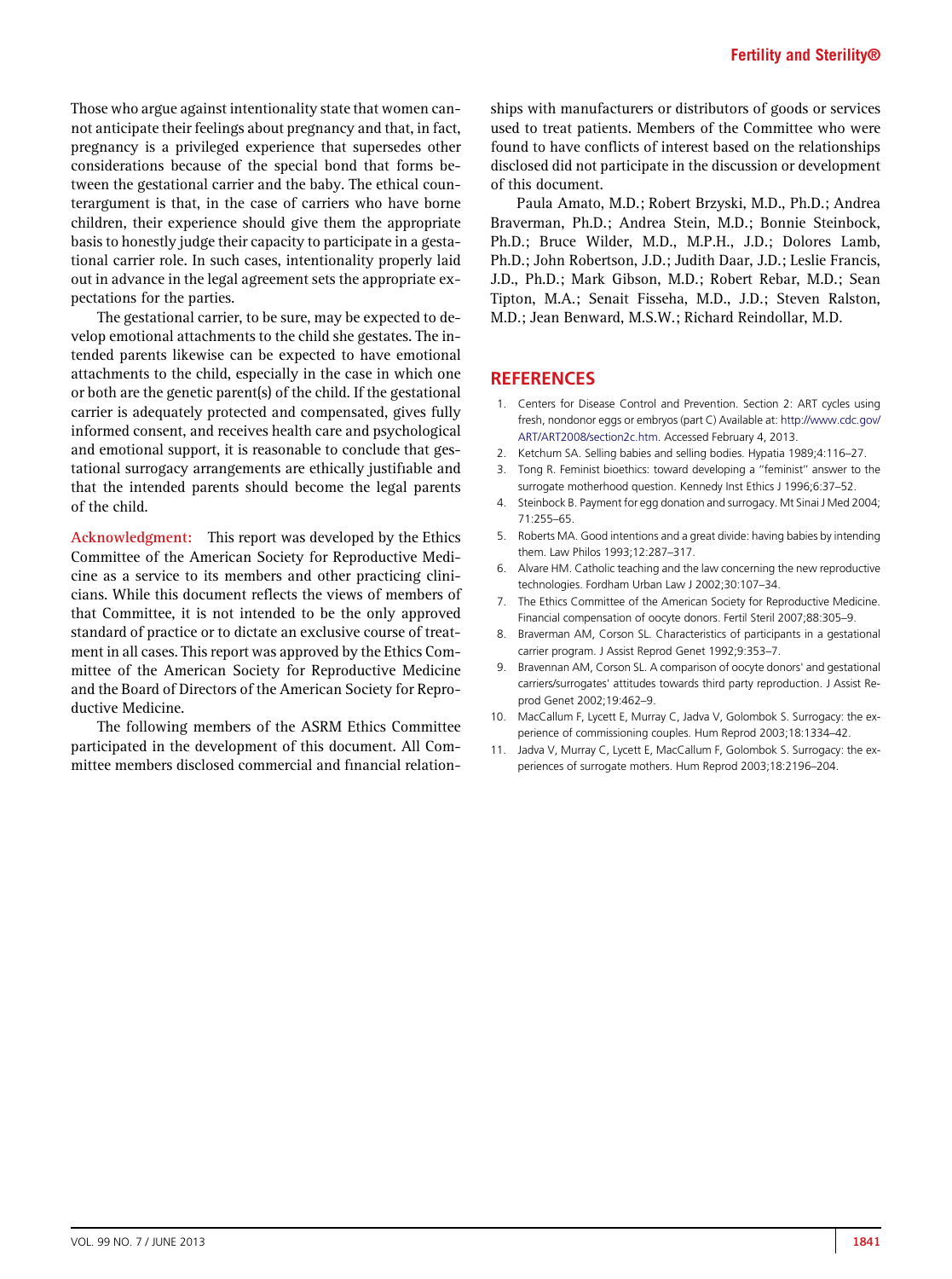Those who argue against intentionality state that women cannot anticipate their feelings about pregnancy and that, in fact, pregnancy is a privileged experience that supersedes other considerations because of the special bond that forms between the gestational carrier and the baby. The ethical counterargument is that, in the case of carriers who have borne children, their experience should give them the appropriate basis to honestly judge their capacity to participate in a gestational carrier role. In such cases, intentionality properly laid out in advance in the legal agreement sets the appropriate expectations for the parties.

The gestational carrier, to be sure, may be expected to develop emotional attachments to the child she gestates. The intended parents likewise can be expected to have emotional attachments to the child, especially in the case in which one or both are the genetic parent(s) of the child. If the gestational carrier is adequately protected and compensated, gives fully informed consent, and receives health care and psychological and emotional support, it is reasonable to conclude that gestational surrogacy arrangements are ethically justifiable and that the intended parents should become the legal parents of the child.

**Acknowledgment:** This report was developed by the Ethics Committee of the American Society for Reproductive Medicine as a service to its members and other practicing clinicians. While this document reflects the views of members of that Committee, it is not intended to be the only approved standard of practice or to dictate an exclusive course of treatment in all cases. This report was approved by the Ethics Committee of the American Society for Reproductive Medicine and the Board of Directors of the American Society for Reproductive Medicine.

The following members of the ASRM Ethics Committee participated in the development of this document. All Committee members disclosed commercial and financial relationships with manufacturers or distributors of goods or services used to treat patients. Members of the Committee who were found to have conflicts of interest based on the relationships disclosed did not participate in the discussion or development of this document.

Paula Amato, M.D.; Robert Brzyski, M.D., Ph.D.; Andrea Braverman, Ph.D.; Andrea Stein, M.D.; Bonnie Steinbock, Ph.D.; Bruce Wilder, M.D., M.P.H., J.D.; Dolores Lamb, Ph.D.; John Robertson, J.D.; Judith Daar, J.D.; Leslie Francis, J.D., Ph.D.; Mark Gibson, M.D.; Robert Rebar, M.D.; Sean Tipton, M.A.; Senait Fisseha, M.D., J.D.; Steven Ralston, M.D.; Jean Benward, M.S.W.; Richard Reindollar, M.D.

## REFERENCES

1. Centers for Disease Control and Prevention. Section 2: ART cycles using fresh, nondonor eggs or embryos (part C) Available at: http://www.cdc.gov/ART/ART2008/section2c.htm. Accessed February 4, 2013.
2. Ketchum SA. Selling babies and selling bodies. Hypatia 1989;4:116–27.
3. Tong R. Feminist bioethics: toward developing a "feminist" answer to the surrogate motherhood question. Kennedy Inst Ethics J 1996;6:37–52.
4. Steinbock B. Payment for egg donation and surrogacy. Mt Sinai J Med 2004;71:255–65.
5. Roberts MA. Good intentions and a great divide: having babies by intending them. Law Philos 1993;12:287–317.
6. Alvare HM. Catholic teaching and the law concerning the new reproductive technologies. Fordham Urban Law J 2002;30:107–34.
7. The Ethics Committee of the American Society for Reproductive Medicine. Financial compensation of oocyte donors. Fertil Steril 2007;88:305–9.
8. Braverman AM, Corson SL. Characteristics of participants in a gestational carrier program. J Assist Reprod Genet 1992;9:353–7.
9. Bravennan AM, Corson SL. A comparison of oocyte donors' and gestational carriers/surrogates' attitudes towards third party reproduction. J Assist Reprod Genet 2002;19:462–9.
10. MacCallum F, Lycett E, Murray C, Jadva V, Golombok S. Surrogacy: the experience of commissioning couples. Hum Reprod 2003;18:1334–42.
11. Jadva V, Murray C, Lycett E, MacCallum F, Golombok S. Surrogacy: the experiences of surrogate mothers. Hum Reprod 2003;18:2196–204.